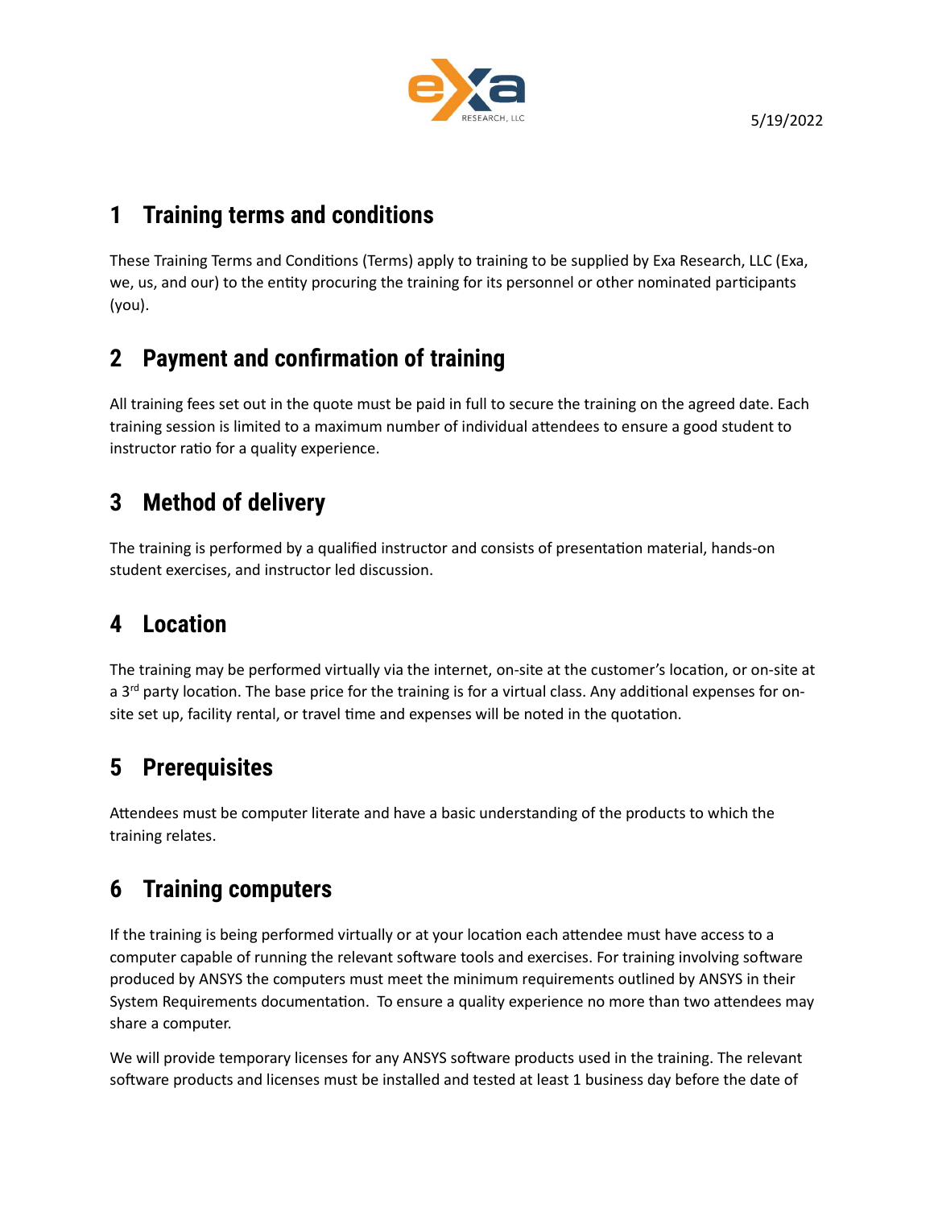5/19/2022

# 1 Training terms and conditions

These Training Terms and Conditions (Terms) apply to training to be supplied by Exa Research, LLC (Exa, we, us, and our) to the entity procuring the training for its personnel or other nominated participants (you).

# 2 Payment and confirmation of training

All training fees set out in the quote must be paid in full to secure the training on the agreed date. Each training session is limited to a maximum number of individual attendees to ensure a good student to instructor ratio for a quality experience.

# 3 Method of delivery

The training is performed by a qualified instructor and consists of presentation material, hands-on student exercises, and instructor led discussion.

# 4 Location

The training may be performed virtually via the internet, on-site at the customer's location, or on-site at a 3rd party location. The base price for the training is for a virtual class. Any additional expenses for on-site set up, facility rental, or travel time and expenses will be noted in the quotation.

# 5 Prerequisites

Attendees must be computer literate and have a basic understanding of the products to which the training relates.

# 6 Training computers

If the training is being performed virtually or at your location each attendee must have access to a computer capable of running the relevant software tools and exercises. For training involving software produced by ANSYS the computers must meet the minimum requirements outlined by ANSYS in their System Requirements documentation. To ensure a quality experience no more than two attendees may share a computer.

We will provide temporary licenses for any ANSYS software products used in the training. The relevant software products and licenses must be installed and tested at least 1 business day before the date of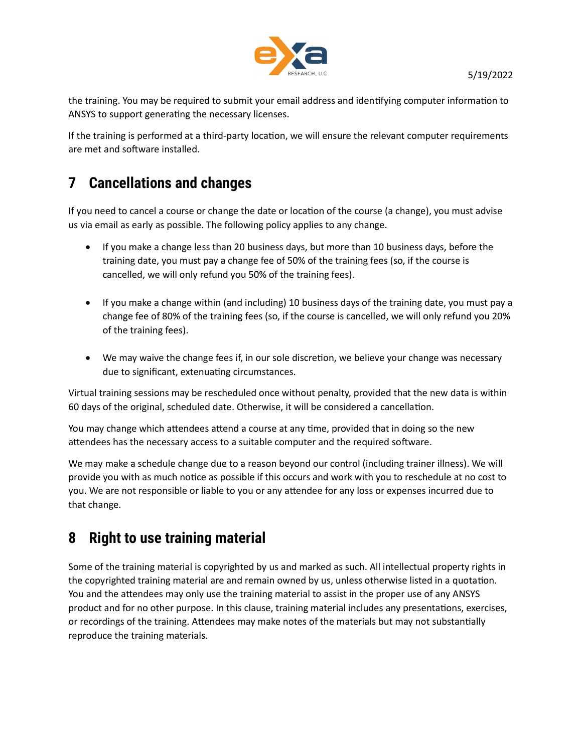the training. You may be required to submit your email address and identifying computer information to ANSYS to support generating the necessary licenses.

If the training is performed at a third-party location, we will ensure the relevant computer requirements are met and software installed.

# 7 Cancellations and changes

If you need to cancel a course or change the date or location of the course (a change), you must advise us via email as early as possible. The following policy applies to any change.

- If you make a change less than 20 business days, but more than 10 business days, before the training date, you must pay a change fee of 50% of the training fees (so, if the course is cancelled, we will only refund you 50% of the training fees).

- If you make a change within (and including) 10 business days of the training date, you must pay a change fee of 80% of the training fees (so, if the course is cancelled, we will only refund you 20% of the training fees).

- We may waive the change fees if, in our sole discretion, we believe your change was necessary due to significant, extenuating circumstances.

Virtual training sessions may be rescheduled once without penalty, provided that the new data is within 60 days of the original, scheduled date. Otherwise, it will be considered a cancellation.

You may change which attendees attend a course at any time, provided that in doing so the new attendees has the necessary access to a suitable computer and the required software.

We may make a schedule change due to a reason beyond our control (including trainer illness). We will provide you with as much notice as possible if this occurs and work with you to reschedule at no cost to you. We are not responsible or liable to you or any attendee for any loss or expenses incurred due to that change.

# 8 Right to use training material

Some of the training material is copyrighted by us and marked as such. All intellectual property rights in the copyrighted training material are and remain owned by us, unless otherwise listed in a quotation. You and the attendees may only use the training material to assist in the proper use of any ANSYS product and for no other purpose. In this clause, training material includes any presentations, exercises, or recordings of the training. Attendees may make notes of the materials but may not substantially reproduce the training materials.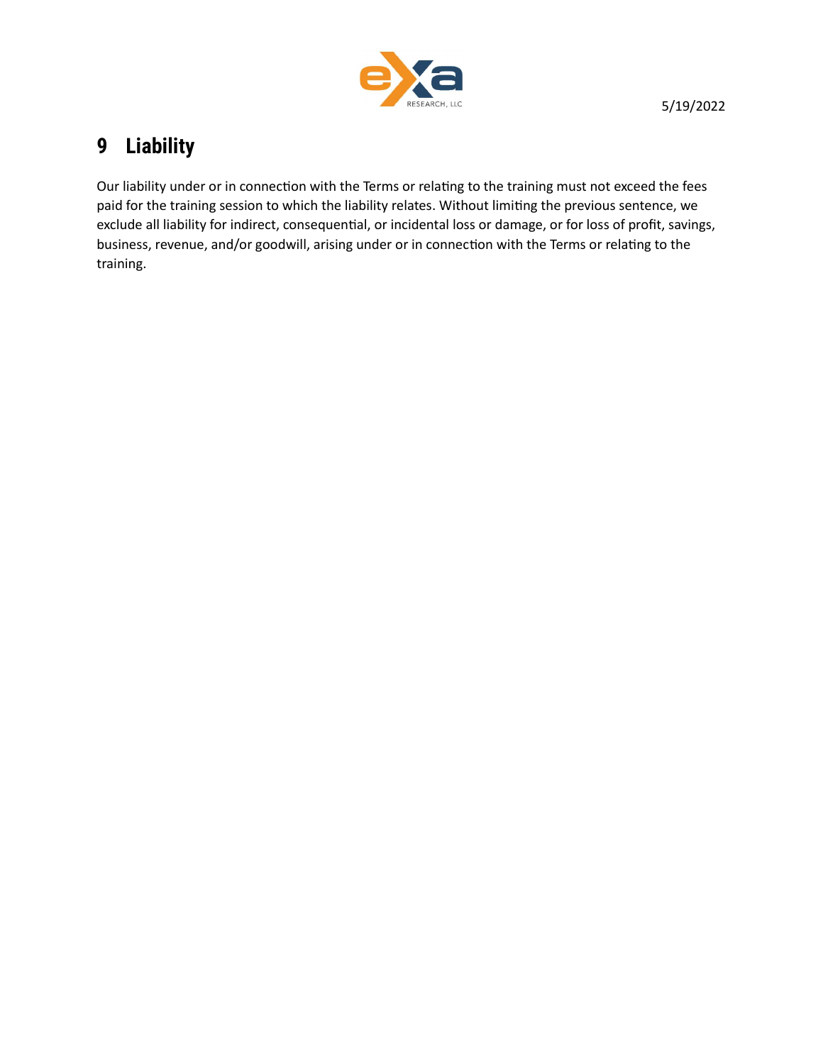# 9 Liability

Our liability under or in connection with the Terms or relating to the training must not exceed the fees paid for the training session to which the liability relates. Without limiting the previous sentence, we exclude all liability for indirect, consequential, or incidental loss or damage, or for loss of profit, savings, business, revenue, and/or goodwill, arising under or in connection with the Terms or relating to the training.